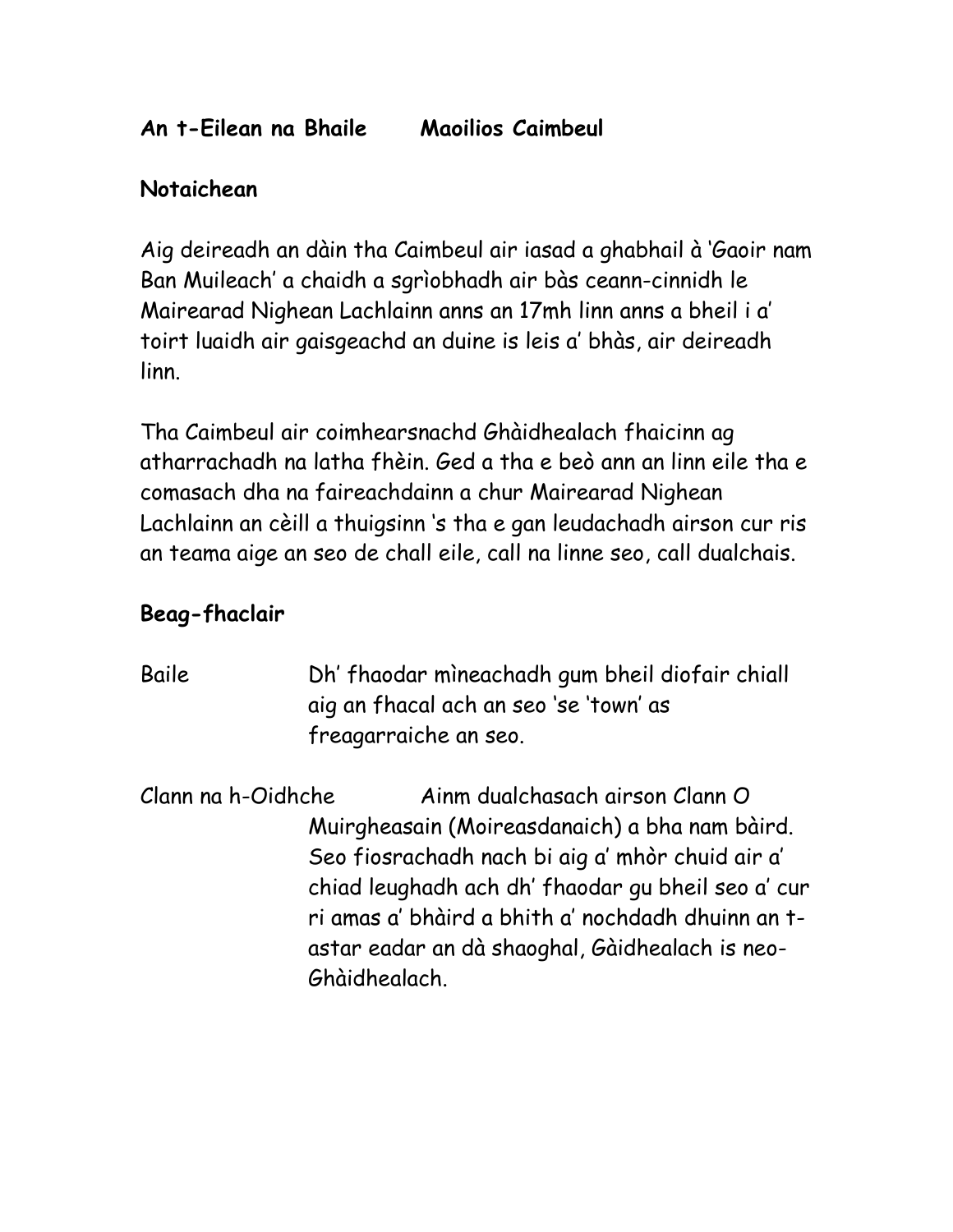**An t-Eilean na Bhaile    Maoilios Caimbeul**

**Notaichean**

Aig deireadh an dàin tha Caimbeul air iasad a ghabhail à 'Gaoir nam Ban Muileach' a chaidh a sgrìobhadh air bàs ceann-cinnidh le Mairearad Nighean Lachlainn anns an 17mh linn anns a bheil i a' toirt luaidh air gaisgeachd an duine is leis a' bhàs, air deireadh linn.

Tha Caimbeul air coimhearsnachd Ghàidhealach fhaicinn ag atharrachadh na latha fhèin. Ged a tha e beò ann an linn eile tha e comasach dha na faireachdainn a chur Mairearad Nighean Lachlainn an cèill a thuigsinn 's tha e gan leudachadh airson cur ris an teama aige an seo de chall eile, call na linne seo, call dualchais.

**Beag-fhaclair**

Baile — Dh' fhaodar mìneachadh gum bheil diofair chiall aig an fhacal ach an seo 'se 'town' as freagarraiche an seo.

Clann na h-Oidhche — Ainm dualchasach airson Clann O Muirgheasain (Moireasdanaich) a bha nam bàird. Seo fiosrachadh nach bi aig a' mhòr chuid air a' chiad leughadh ach dh' fhaodar gu bheil seo a' cur ri amas a' bhàird a bhith a' nochdadh dhuinn an t-astar eadar an dà shaoghal, Gàidhealach is neo-Ghàidhealach.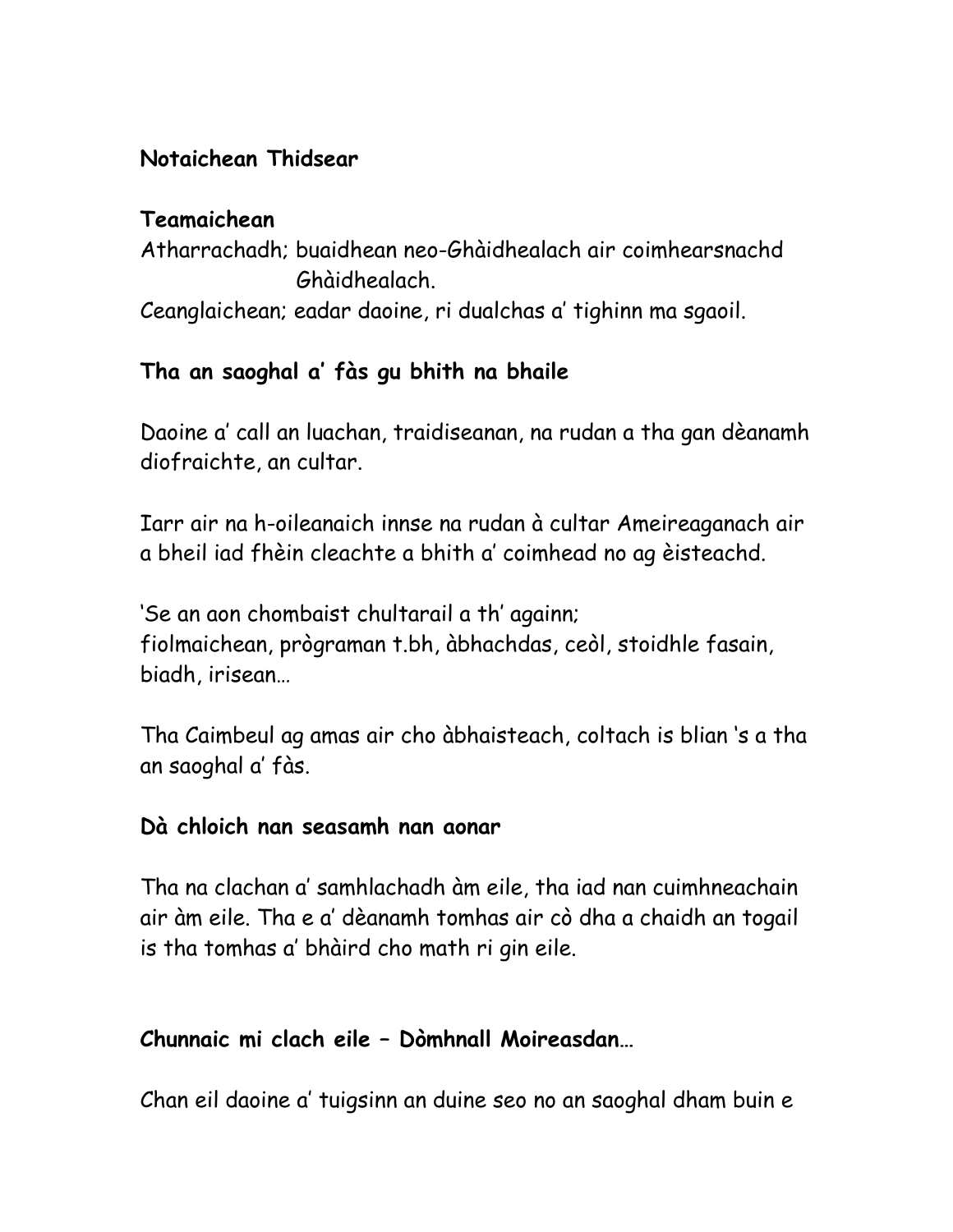**Notaichean Thidsear**

**Teamaichean**

Atharrachadh; buaidhean neo-Ghàidhealach air coimhearsnachd Ghàidhealach.

Ceanglaichean; eadar daoine, ri dualchas a' tighinn ma sgaoil.

**Tha an saoghal a' fàs gu bhith na bhaile**

Daoine a' call an luachan, traidiseanan, na rudan a tha gan dèanamh diofraichte, an cultar.

Iarr air na h-oileanaich innse na rudan à cultar Ameireaganach air a bheil iad fhèin cleachte a bhith a' coimhead no ag èisteachd.

'Se an aon chombaist chultarail a th' againn; fiolmaichean, prògraman t.bh, àbhachdas, ceòl, stoidhle fasain, biadh, irisean…

Tha Caimbeul ag amas air cho àbhaisteach, coltach is blian 's a tha an saoghal a' fàs.

**Dà chloich nan seasamh nan aonar**

Tha na clachan a' samhlachadh àm eile, tha iad nan cuimhneachain air àm eile. Tha e a' dèanamh tomhas air cò dha a chaidh an togail is tha tomhas a' bhàird cho math ri gin eile.

**Chunnaic mi clach eile – Dòmhnall Moireasdan…**

Chan eil daoine a' tuigsinn an duine seo no an saoghal dham buin e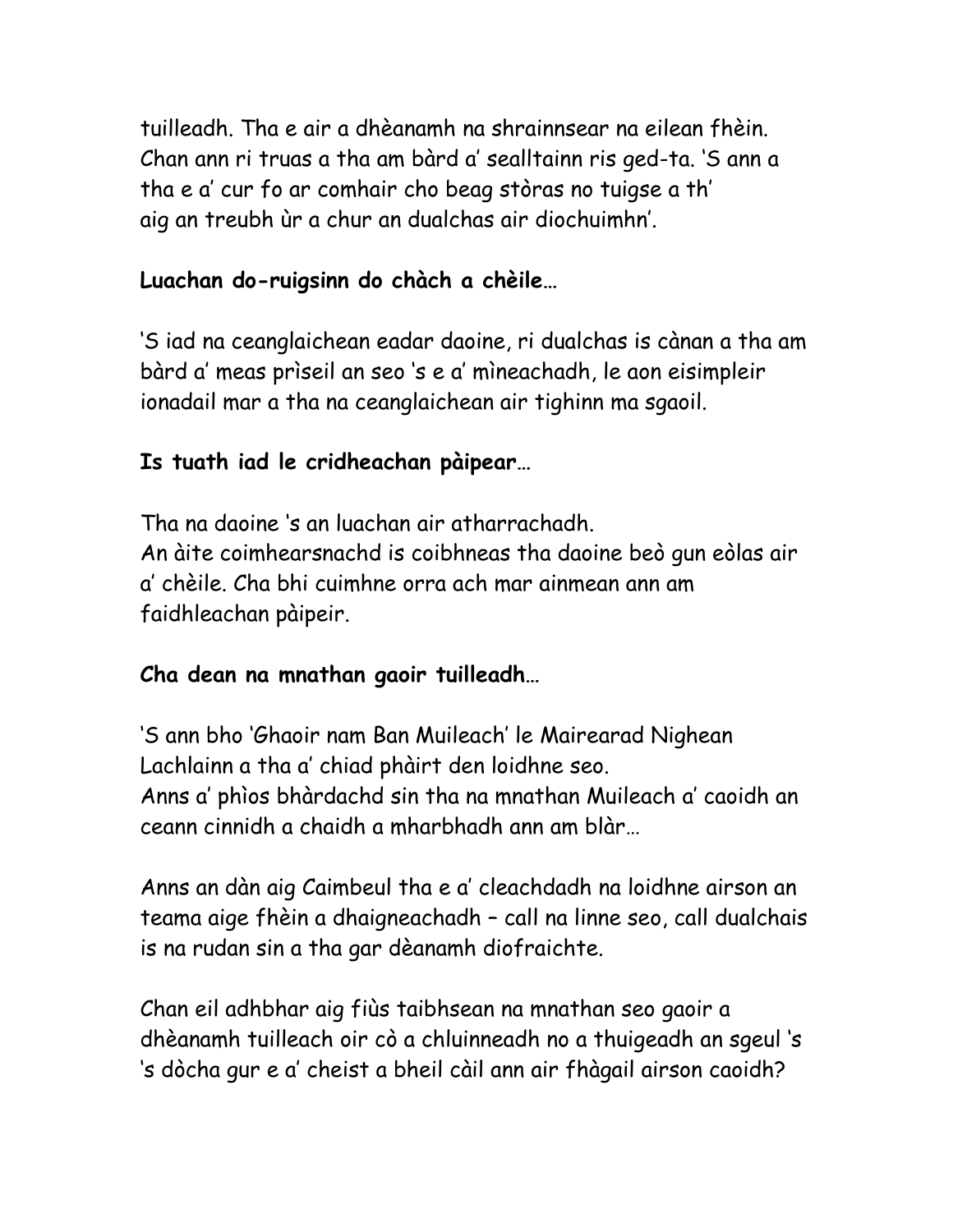tuilleadh. Tha e air a dhèanamh na shrainnsear na eilean fhèin. Chan ann ri truas a tha am bàrd a' sealltainn ris ged-ta. 'S ann a tha e a' cur fo ar comhair cho beag stòras no tuigse a th' aig an treubh ùr a chur an dualchas air diochuimhn'.

**Luachan do-ruigsinn do chàch a chèile…**

'S iad na ceanglaichean eadar daoine, ri dualchas is cànan a tha am bàrd a' meas prìseil an seo 's e a' mìneachadh, le aon eisimpleir ionadail mar a tha na ceanglaichean air tighinn ma sgaoil.

**Is tuath iad le cridheachan pàipear…**

Tha na daoine 's an luachan air atharrachadh.
An àite coimhearsnachd is coibhneas tha daoine beò gun eòlas air a' chèile. Cha bhi cuimhne orra ach mar ainmean ann am faidhleachan pàipeir.

**Cha dean na mnathan gaoir tuilleadh…**

'S ann bho 'Ghaoir nam Ban Muileach' le Mairearad Nighean Lachlainn a tha a' chiad phàirt den loidhne seo.
Anns a' phìos bhàrdachd sin tha na mnathan Muileach a' caoidh an ceann cinnidh a chaidh a mharbhadh ann am blàr…

Anns an dàn aig Caimbeul tha e a' cleachdadh na loidhne airson an teama aige fhèin a dhaigneachadh – call na linne seo, call dualchais is na rudan sin a tha gar dèanamh diofraichte.

Chan eil adhbhar aig fiù taibhsean na mnathan seo gaoir a dhèanamh tuilleach oir cò a chluinneadh no a thuigeadh an sgeul 's 's dòcha gur e a' cheist a bheil càil ann air fhàgail airson caoidh?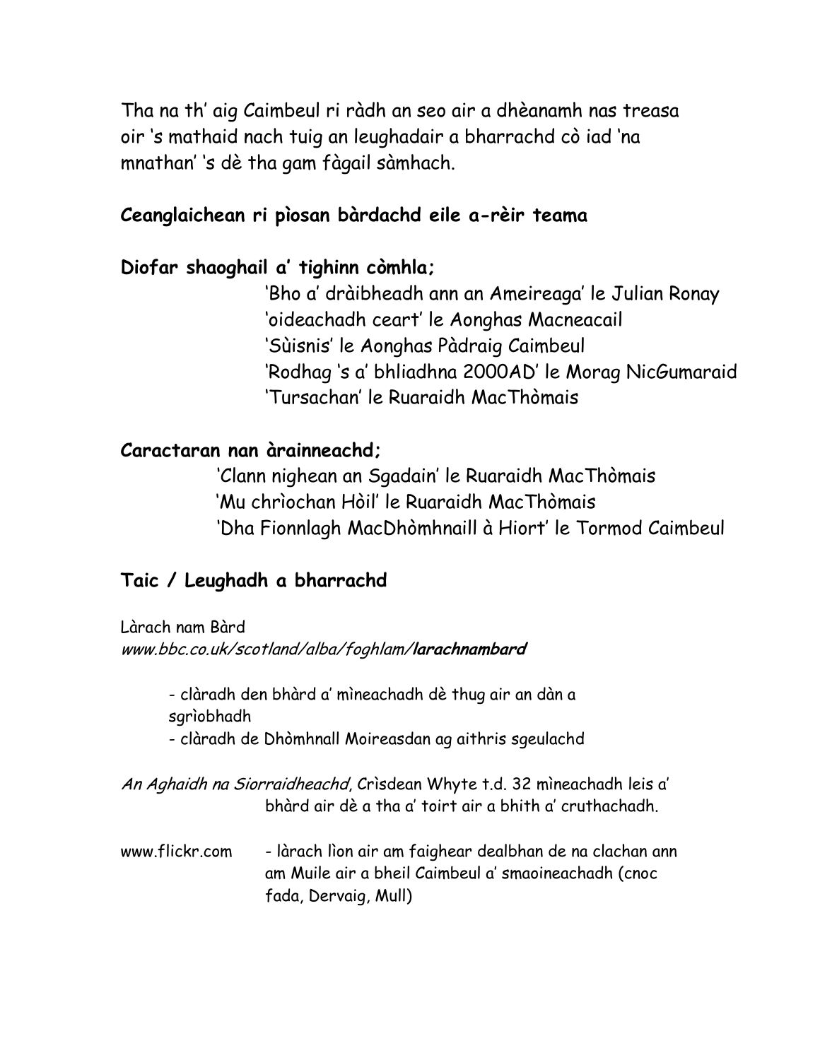Tha na th' aig Caimbeul ri ràdh an seo air a dhèanamh nas treasa oir 's mathaid nach tuig an leughadair a bharrachd cò iad 'na mnathan' 's dè tha gam fàgail sàmhach.

### Ceanglaichean ri pìosan bàrdachd eile a-rèir teama

### Diofar shaoghail a' tighinn còmhla;

'Bho a' dràibheadh ann an Ameireaga' le Julian Ronay
'oideachadh ceart' le Aonghas Macneacail
'Sùisnis' le Aonghas Pàdraig Caimbeul
'Rodhag 's a' bhliadhna 2000AD' le Morag NicGumaraid
'Tursachan' le Ruaraidh MacThòmais

### Caractaran nan àrainneachd;

'Clann nighean an Sgadain' le Ruaraidh MacThòmais
'Mu chrìochan Hòil' le Ruaraidh MacThòmais
'Dha Fionnlagh MacDhòmhnaill à Hiort' le Tormod Caimbeul

### Taic / Leughadh a bharrachd

Làrach nam Bàrd
*www.bbc.co.uk/scotland/alba/foghlam/**larachnambard***

- clàradh den bhàrd a' mìneachadh dè thug air an dàn a sgrìobhadh
- clàradh de Dhòmhnall Moireasdan ag aithris sgeulachd

*An Aghaidh na Siorraidheachd*, Crìsdean Whyte t.d. 32 mìneachadh leis a' bhàrd air dè a tha a' toirt air a bhith a' cruthachadh.

www.flickr.com - làrach lìon air am faighear dealbhan de na clachan ann am Muile air a bheil Caimbeul a' smaoineachadh (cnoc fada, Dervaig, Mull)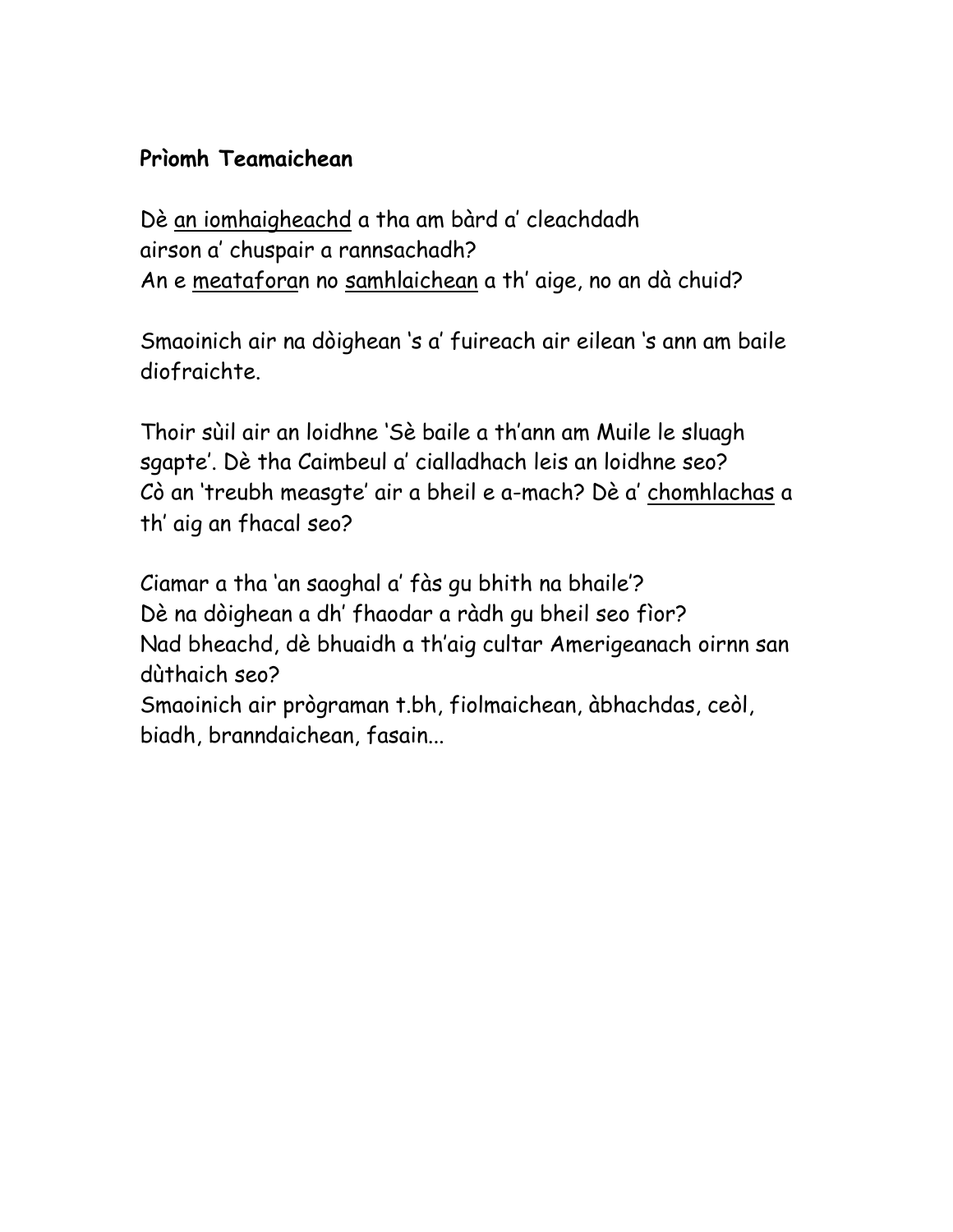**Prìomh Teamaichean**

Dè <u>an iomhaigheachd</u> a tha am bàrd a' cleachdadh airson a' chuspair a rannsachadh?
An e <u>meataforan</u> no <u>samhlaichean</u> a th' aige, no an dà chuid?

Smaoinich air na dòighean 's a' fuireach air eilean 's ann am baile diofraichte.

Thoir sùil air an loidhne 'Sè baile a th'ann am Muile le sluagh sgapte'. Dè tha Caimbeul a' cialladhach leis an loidhne seo?
Cò an 'treubh measgte' air a bheil e a-mach? Dè a' <u>chomhlachas</u> a th' aig an fhacal seo?

Ciamar a tha 'an saoghal a' fàs gu bhith na bhaile'?
Dè na dòighean a dh' fhaodar a ràdh gu bheil seo fìor?
Nad bheachd, dè bhuaidh a th'aig cultar Amerigeanach oirnn san dùthaich seo?
Smaoinich air prògraman t.bh, fiolmaichean, àbhachdas, ceòl, biadh, branndaichean, fasain...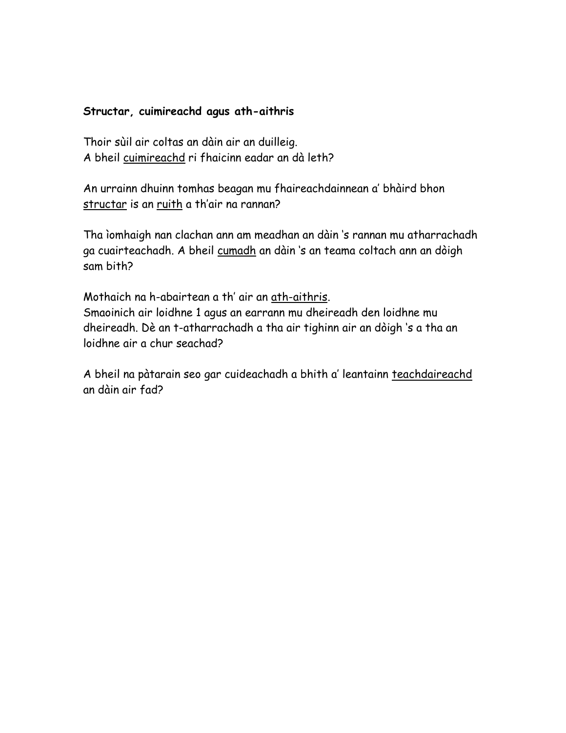**Structar, cuimireachd agus ath-aithris**

Thoir sùil air coltas an dàin air an duilleig.
A bheil <u>cuimireachd</u> ri fhaicinn eadar an dà leth?

An urrainn dhuinn tomhas beagan mu fhaireachdainnean a' bhàird bhon <u>structar</u> is an <u>ruith</u> a th'air na rannan?

Tha ìomhaigh nan clachan ann am meadhan an dàin 's rannan mu atharrachadh ga cuairteachadh. A bheil <u>cumadh</u> an dàin 's an teama coltach ann an dòigh sam bith?

Mothaich na h-abairtean a th' air an <u>ath-aithris</u>.
Smaoinich air loidhne 1 agus an earrann mu dheireadh den loidhne mu dheireadh. Dè an t-atharrachadh a tha air tighinn air an dòigh 's a tha an loidhne air a chur seachad?

A bheil na pàtarain seo gar cuideachadh a bhith a' leantainn <u>teachdaireachd</u> an dàin air fad?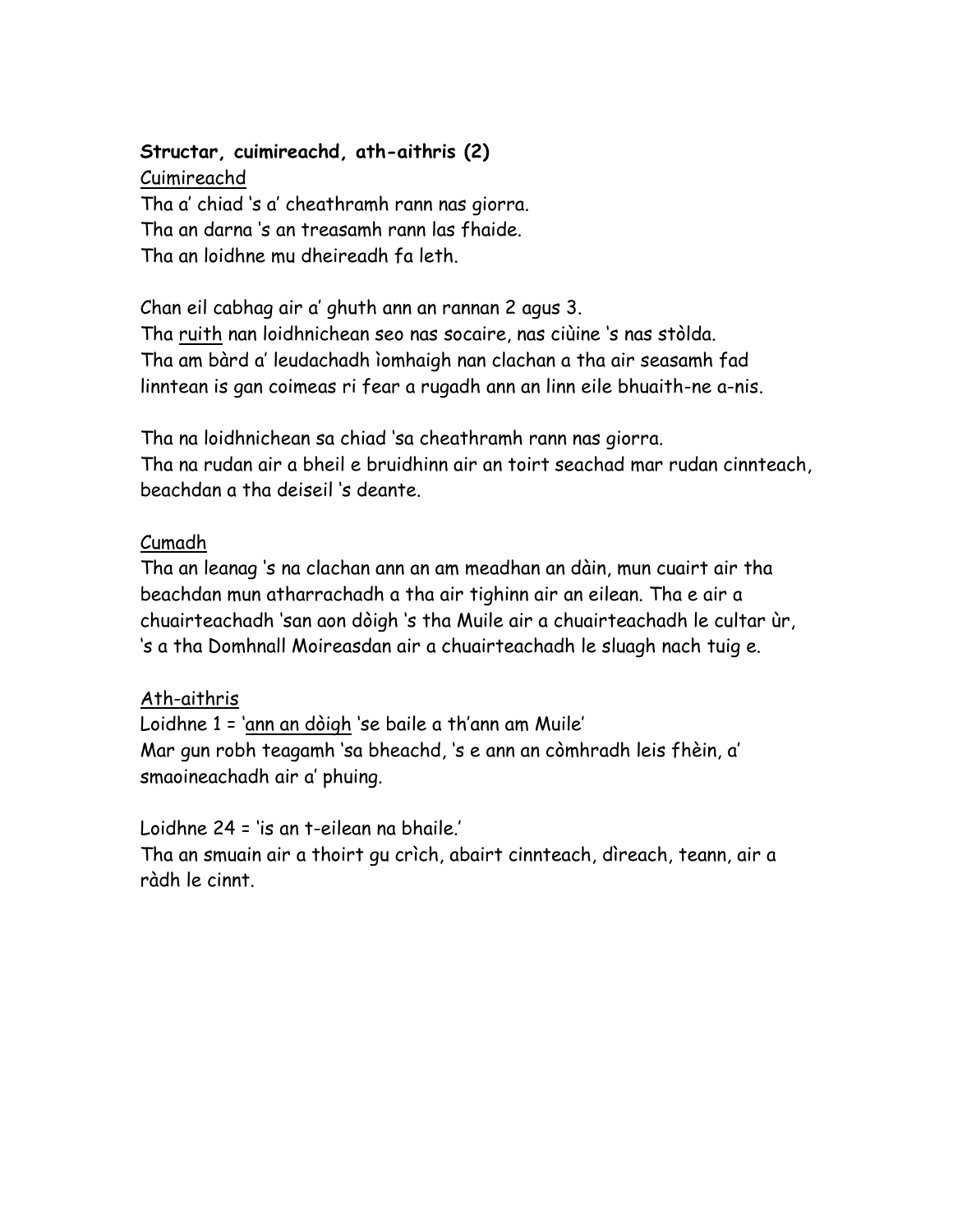**Structar, cuimireachd, ath-aithris (2)**

<u>Cuimireachd</u>

Tha a' chiad 's a' cheathramh rann nas giorra.
Tha an darna 's an treasamh rann las fhaide.
Tha an loidhne mu dheireadh fa leth.

Chan eil cabhag air a' ghuth ann an rannan 2 agus 3.
Tha <u>ruith</u> nan loidhnichean seo nas socaire, nas ciùine 's nas stòlda.
Tha am bàrd a' leudachadh ìomhaigh nan clachan a tha air seasamh fad linntean is gan coimeas ri fear a rugadh ann an linn eile bhuaith-ne a-nis.

Tha na loidhnichean sa chiad 'sa cheathramh rann nas giorra.
Tha na rudan air a bheil e bruidhinn air an toirt seachad mar rudan cinnteach, beachdan a tha deiseil 's deante.

<u>Cumadh</u>

Tha an leanag 's na clachan ann an am meadhan an dàin, mun cuairt air tha beachdan mun atharrachadh a tha air tighinn air an eilean. Tha e air a chuairteachadh 'san aon dòigh 's tha Muile air a chuairteachadh le cultar ùr, 's a tha Domhnall Moireasdan air a chuairteachadh le sluagh nach tuig e.

<u>Ath-aithris</u>

Loidhne 1 = '<u>ann an dòigh</u> 'se baile a th'ann am Muile'
Mar gun robh teagamh 'sa bheachd, 's e ann an còmhradh leis fhèin, a' smaoineachadh air a' phuing.

Loidhne 24 = 'is an t-eilean na bhaile.'
Tha an smuain air a thoirt gu crìch, abairt cinnteach, dìreach, teann, air a ràdh le cinnt.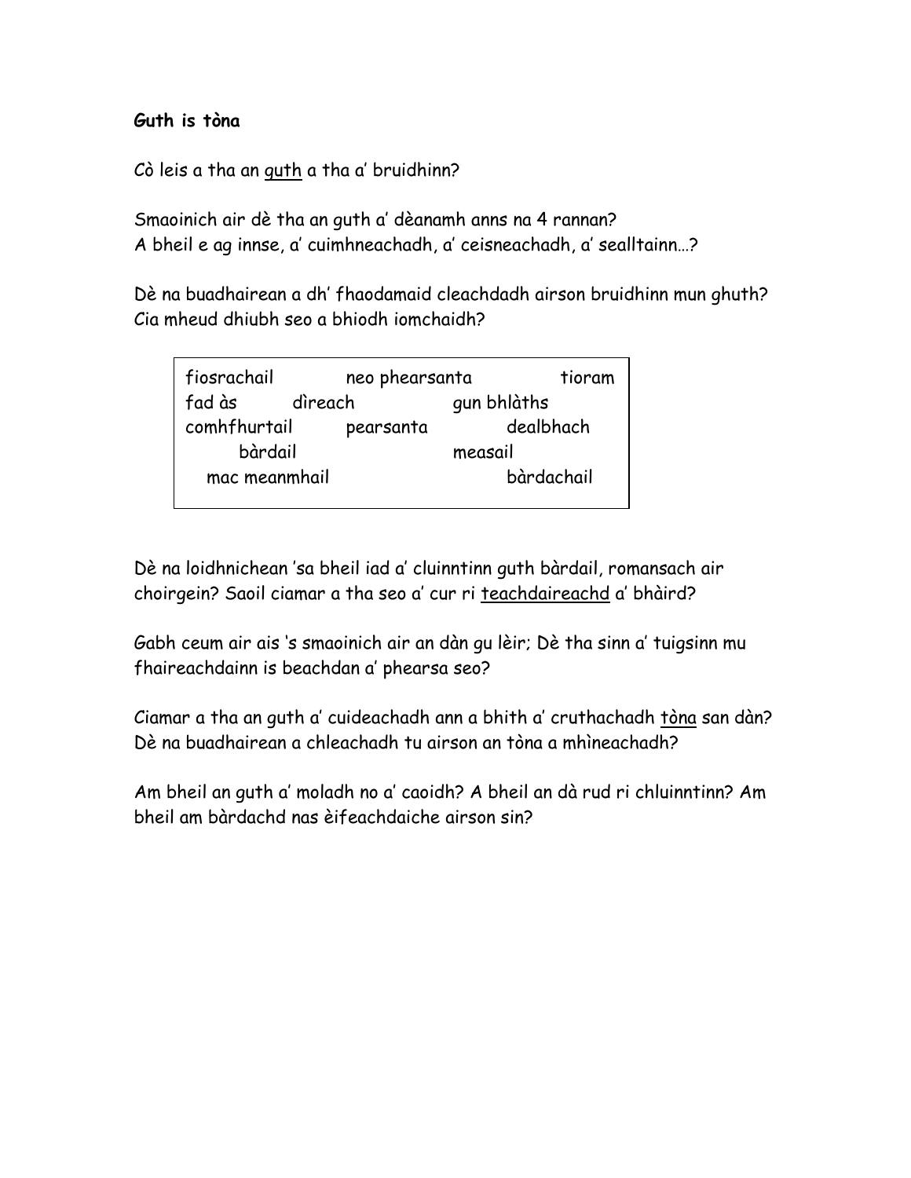**Guth is tòna**

Cò leis a tha an guth a tha a' bruidhinn?

Smaoinich air dè tha an guth a' dèanamh anns na 4 rannan?
A bheil e ag innse, a' cuimhneachadh, a' ceisneachadh, a' sealltainn…?

Dè na buadhairean a dh' fhaodamaid cleachdadh airson bruidhinn mun ghuth?
Cia mheud dhiubh seo a bhiodh iomchaidh?

fiosrachail neo phearsanta tioram
fad às dìreach gun bhlàths
comhfhurtail pearsanta dealbhach
bàrdail measail
mac meanmhail bàrdachail

Dè na loidhnichean 'sa bheil iad a' cluinntinn guth bàrdail, romansach air choirgein? Saoil ciamar a tha seo a' cur ri teachdaireachd a' bhàird?

Gabh ceum air ais 's smaoinich air an dàn gu lèir; Dè tha sinn a' tuigsinn mu fhaireachdainn is beachdan a' phearsa seo?

Ciamar a tha an guth a' cuideachadh ann a bhith a' cruthachadh tòna san dàn?
Dè na buadhairean a chleachadh tu airson an tòna a mhìneachadh?

Am bheil an guth a' moladh no a' caoidh? A bheil an dà rud ri chluinntinn? Am bheil am bàrdachd nas èifeachdaiche airson sin?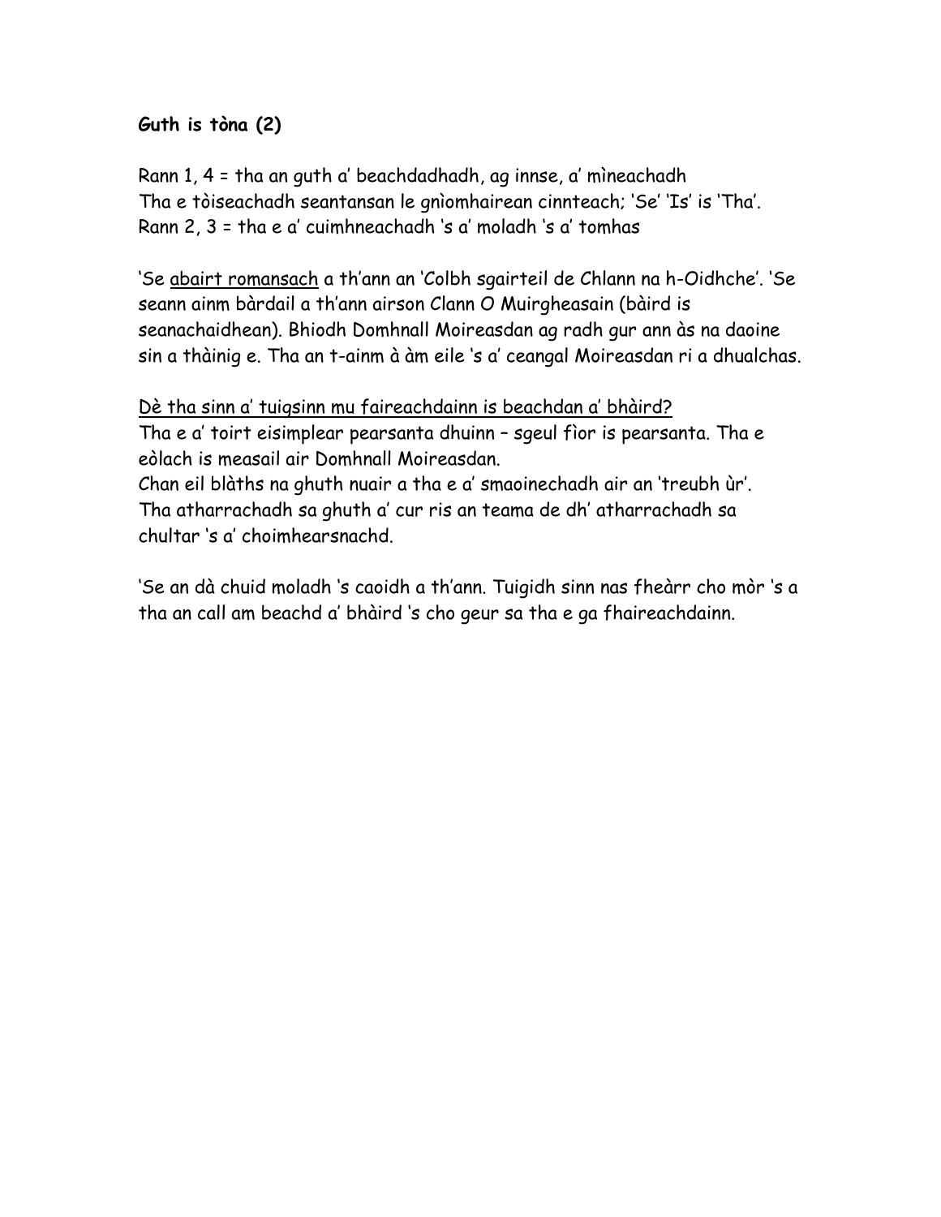**Guth is tòna (2)**

Rann 1, 4 = tha an guth a' beachdadhadh, ag innse, a' mìneachadh
Tha e tòiseachadh seantansan le gnìomhairean cinnteach; 'Se' 'Is' is 'Tha'.
Rann 2, 3 = tha e a' cuimhneachadh 's a' moladh 's a' tomhas

'Se <u>abairt romansach</u> a th'ann an 'Colbh sgairteil de Chlann na h-Oidhche'. 'Se seann ainm bàrdail a th'ann airson Clann O Muirgheasain (bàird is seanachaidhean). Bhiodh Domhnall Moireasdan ag radh gur ann às na daoine sin a thàinig e. Tha an t-ainm à àm eile 's a' ceangal Moireasdan ri a dhualchas.

<u>Dè tha sinn a' tuigsinn mu faireachdainn is beachdan a' bhàird?</u>
Tha e a' toirt eisimplear pearsanta dhuinn – sgeul fìor is pearsanta. Tha e eòlach is measail air Domhnall Moireasdan.
Chan eil blàths na ghuth nuair a tha e a' smaoinechadh air an 'treubh ùr'.
Tha atharrachadh sa ghuth a' cur ris an teama de dh' atharrachadh sa chultar 's a' choimhearsnachd.

'Se an dà chuid moladh 's caoidh a th'ann. Tuigidh sinn nas fheàrr cho mòr 's a tha an call am beachd a' bhàird 's cho geur sa tha e ga fhaireachdainn.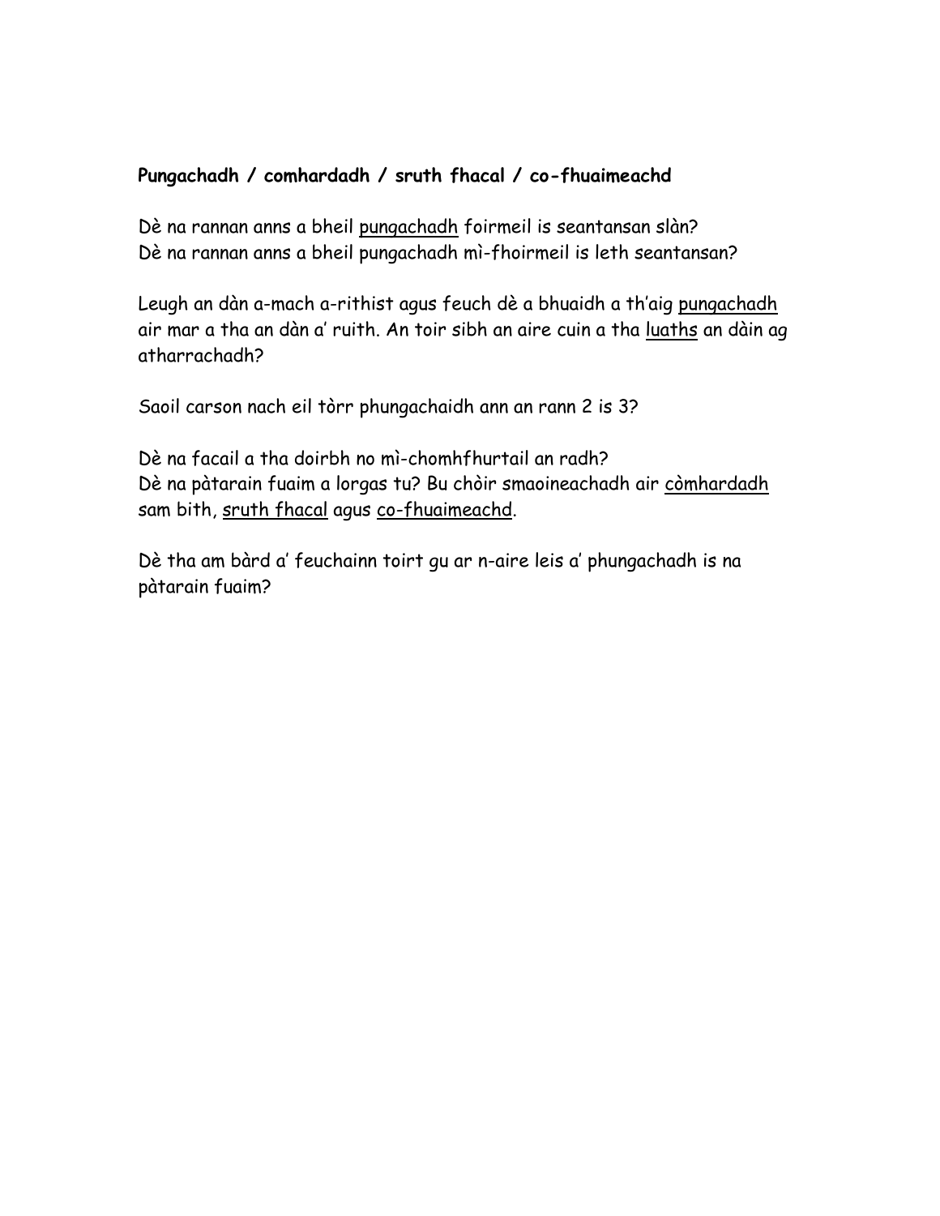**Pungachadh / comhardadh / sruth fhacal / co-fhuaimeachd**

Dè na rannan anns a bheil pungachadh foirmeil is seantansan slàn?
Dè na rannan anns a bheil pungachadh mì-fhoirmeil is leth seantansan?

Leugh an dàn a-mach a-rithist agus feuch dè a bhuaidh a th'aig pungachadh air mar a tha an dàn a' ruith. An toir sibh an aire cuin a tha luaths an dàin ag atharrachadh?

Saoil carson nach eil tòrr phungachaidh ann an rann 2 is 3?

Dè na facail a tha doirbh no mì-chomhfhurtail an radh?
Dè na pàtarain fuaim a lorgas tu? Bu chòir smaoineachadh air còmhardadh sam bith, sruth fhacal agus co-fhuaimeachd.

Dè tha am bàrd a' feuchainn toirt gu ar n-aire leis a' phungachadh is na pàtarain fuaim?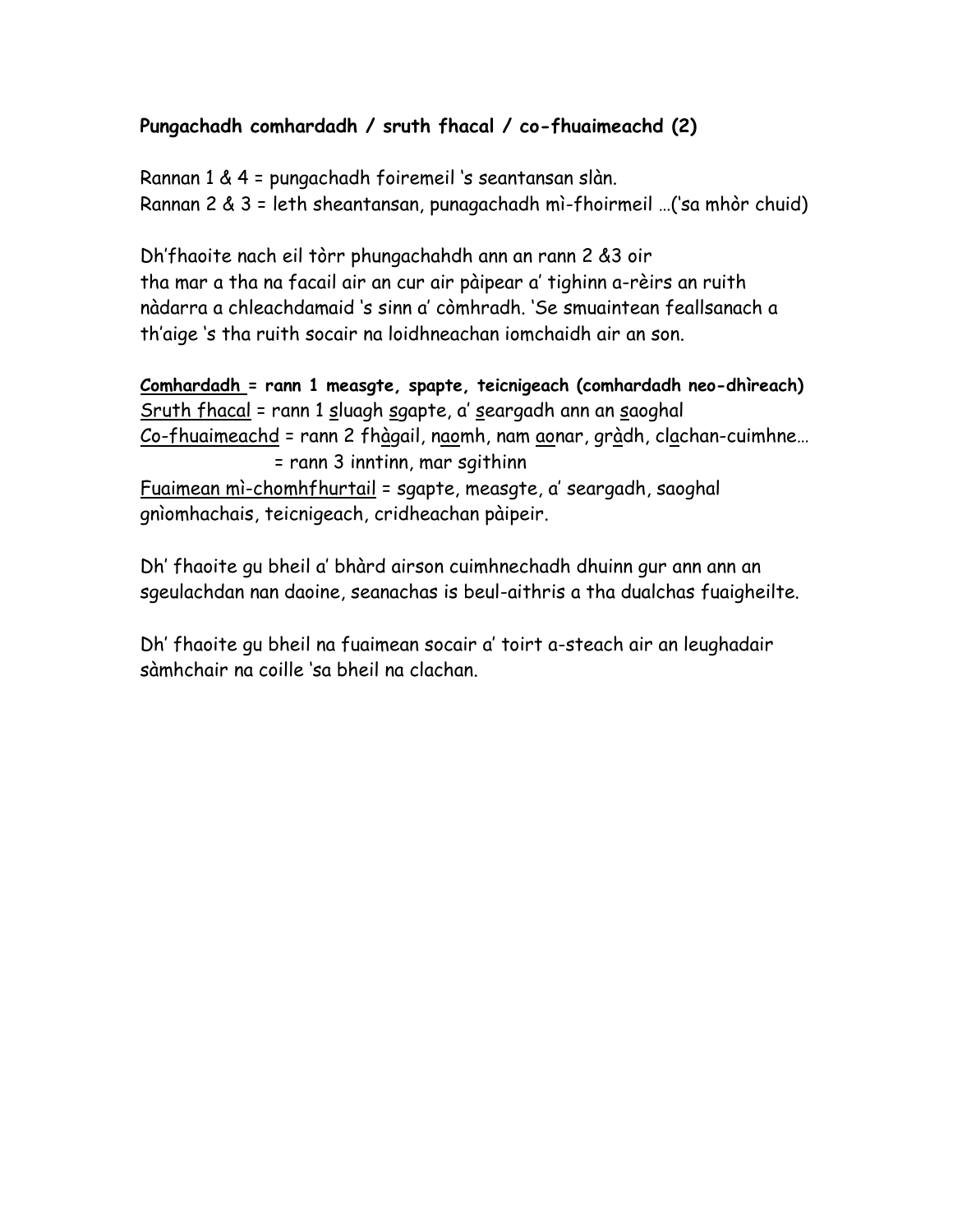**Pungachadh comhardadh / sruth fhacal / co-fhuaimeachd (2)**

Rannan 1 & 4 = pungachadh foiremeil 's seantansan slàn.
Rannan 2 & 3 = leth sheantansan, punagachadh mì-fhoirmeil …('sa mhòr chuid)

Dh'fhaoite nach eil tòrr phungachahdh ann an rann 2 &3 oir
tha mar a tha na facail air an cur air pàipear a' tighinn a-rèirs an ruith
nàdarra a chleachdamaid 's sinn a' còmhradh. 'Se smuaintean feallsanach a
th'aige 's tha ruith socair na loidhneachan iomchaidh air an son.

**<u>Comhardadh</u> = rann 1 measgte, spapte, teicnigeach (comhardadh neo-dhìreach)**
<u>Sruth fhacal</u> = rann 1 <u>s</u>luagh <u>s</u>gapte, a' <u>s</u>eargadh ann an <u>s</u>aoghal
<u>Co-fhuaimeachd</u> = rann 2 fh<u>à</u>gail, n<u>ao</u>mh, nam <u>ao</u>nar, gr<u>à</u>dh, cl<u>a</u>chan-cuimhne…
= rann 3 inntinn, mar sgithinn
<u>Fuaimean mì-chomhfhurtail</u> = sgapte, measgte, a' seargadh, saoghal
gnìomhachais, teicnigeach, cridheachan pàipeir.

Dh' fhaoite gu bheil a' bhàrd airson cuimhnechadh dhuinn gur ann ann an
sgeulachdan nan daoine, seanachas is beul-aithris a tha dualchas fuaigheilte.

Dh' fhaoite gu bheil na fuaimean socair a' toirt a-steach air an leughadair
sàmhchair na coille 'sa bheil na clachan.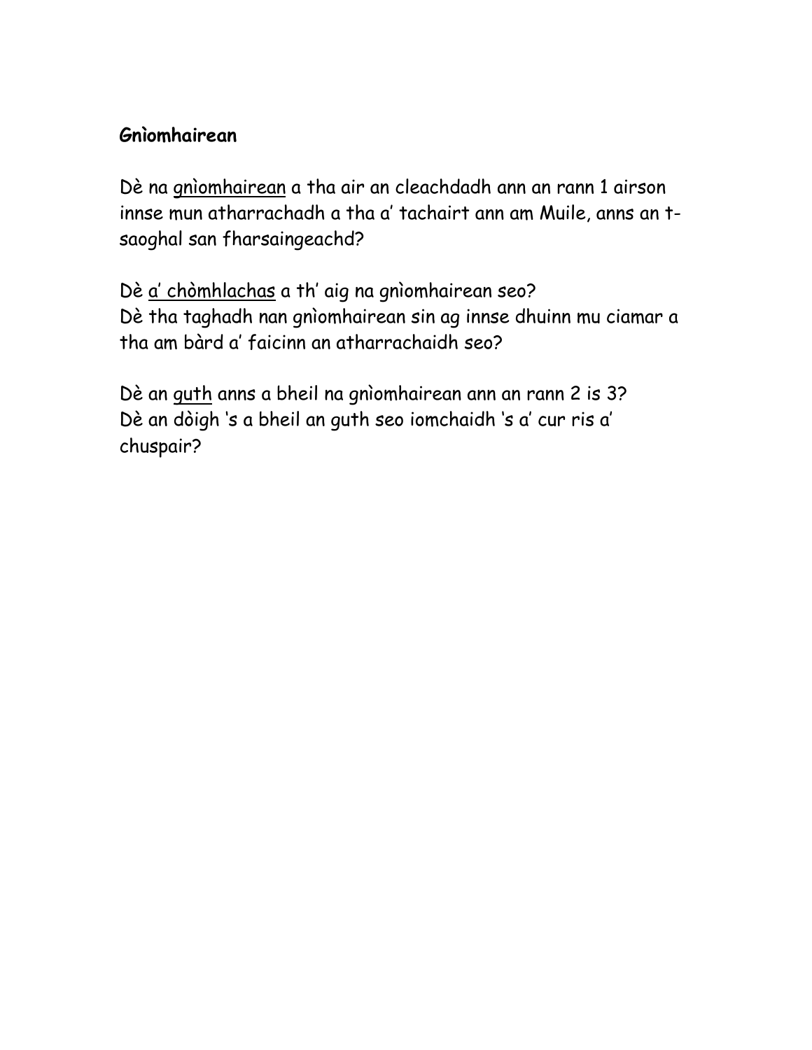**Gnìomhairean**

Dè na <u>gnìomhairean</u> a tha air an cleachdadh ann an rann 1 airson innse mun atharrachadh a tha a' tachairt ann am Muile, anns an t-saoghal san fharsaingeachd?

Dè <u>a' chòmhlachas</u> a th' aig na gnìomhairean seo?
Dè tha taghadh nan gnìomhairean sin ag innse dhuinn mu ciamar a tha am bàrd a' faicinn an atharrachaidh seo?

Dè an <u>guth</u> anns a bheil na gnìomhairean ann an rann 2 is 3?
Dè an dòigh 's a bheil an guth seo iomchaidh 's a' cur ris a' chuspair?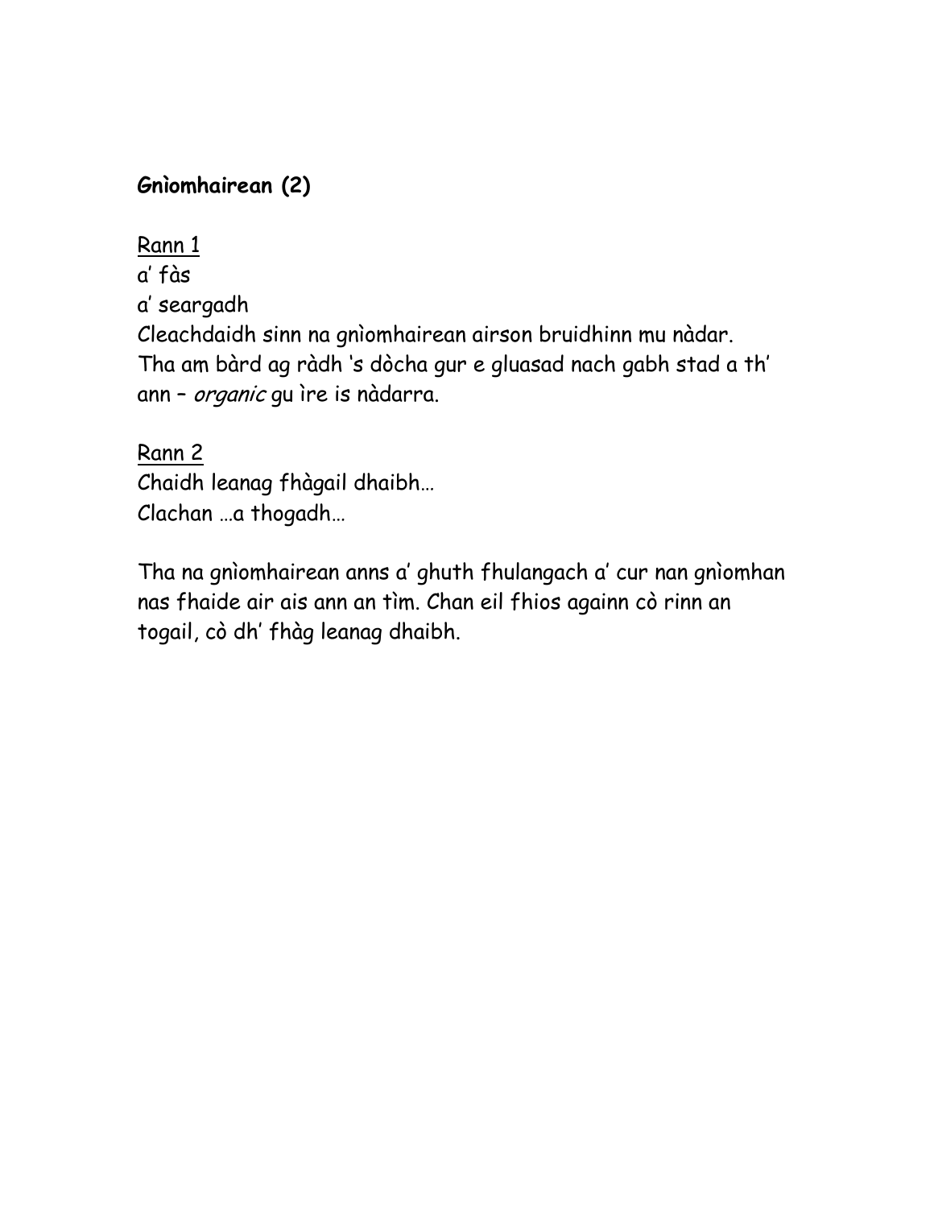**Gnìomhairean (2)**

Rann 1

a' fàs

a' seargadh

Cleachdaidh sinn na gnìomhairean airson bruidhinn mu nàdar. Tha am bàrd ag ràdh 's dòcha gur e gluasad nach gabh stad a th' ann – *organic* gu ìre is nàdarra.

Rann 2

Chaidh leanag fhàgail dhaibh…

Clachan …a thogadh…

Tha na gnìomhairean anns a' ghuth fhulangach a' cur nan gnìomhan nas fhaide air ais ann an tìm. Chan eil fhios againn cò rinn an togail, cò dh' fhàg leanag dhaibh.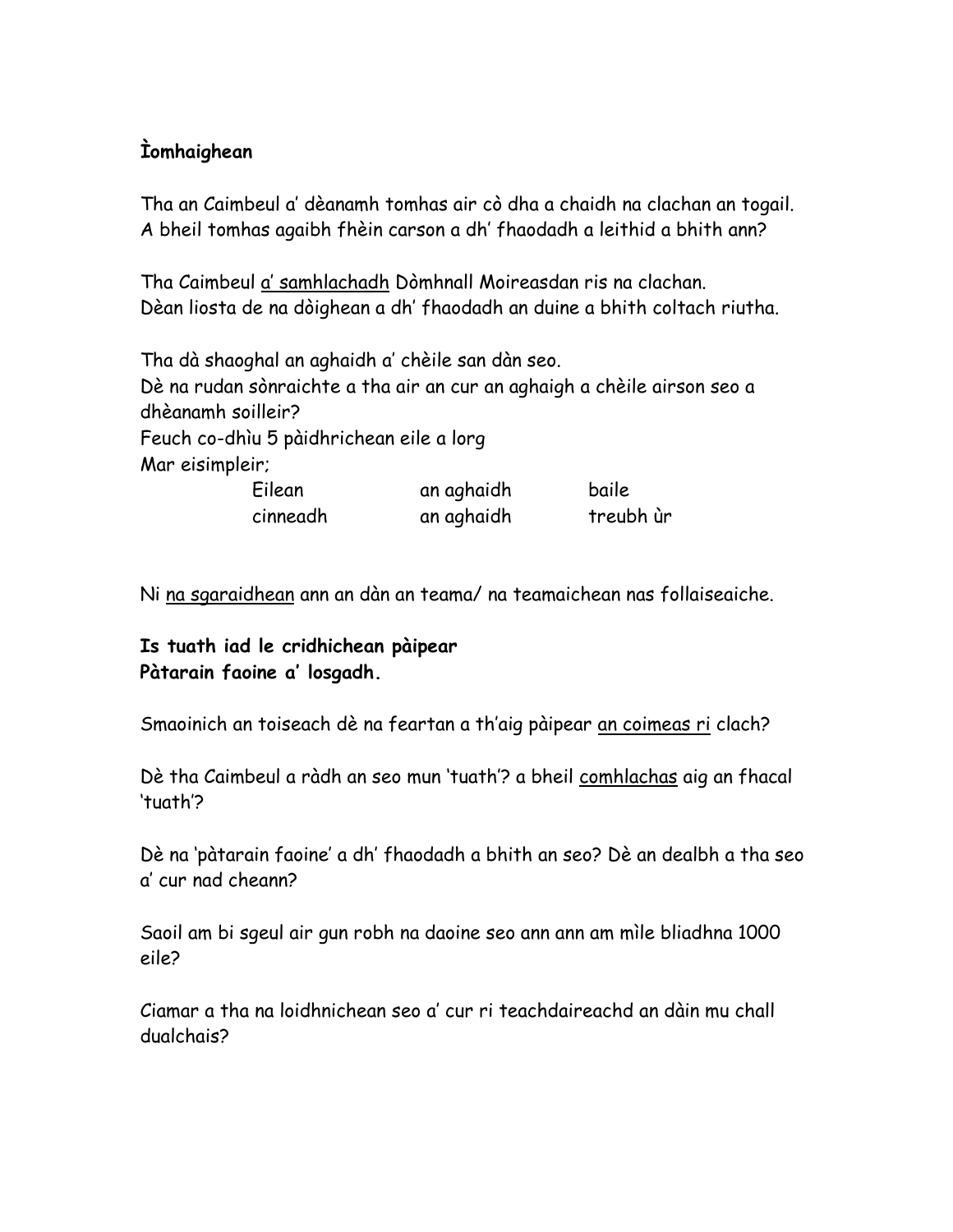**Ìomhaighean**

Tha an Caimbeul a' dèanamh tomhas air cò dha a chaidh na clachan an togail.
A bheil tomhas agaibh fhèin carson a dh' fhaodadh a leithid a bhith ann?

Tha Caimbeul <u>a' samhlachadh</u> Dòmhnall Moireasdan ris na clachan.
Dèan liosta de na dòighean a dh' fhaodadh an duine a bhith coltach riutha.

Tha dà shaoghal an aghaidh a' chèile san dàn seo.
Dè na rudan sònraichte a tha air an cur an aghaigh a chèile airson seo a dhèanamh soilleir?
Feuch co-dhìu 5 pàidhrichean eile a lorg
Mar eisimpleir;

| | | |
|---|---|---|
| Eilean | an aghaidh | baile |
| cinneadh | an aghaidh | treubh ùr |

Ni <u>na sgaraidhean</u> ann an dàn an teama/ na teamaichean nas follaiseaiche.

**Is tuath iad le cridhichean pàipear**
**Pàtarain faoine a' losgadh.**

Smaoinich an toiseach dè na feartan a th'aig pàipear <u>an coimeas ri</u> clach?

Dè tha Caimbeul a ràdh an seo mun 'tuath'? a bheil <u>comhlachas</u> aig an fhacal 'tuath'?

Dè na 'pàtarain faoine' a dh' fhaodadh a bhith an seo? Dè an dealbh a tha seo a' cur nad cheann?

Saoil am bi sgeul air gun robh na daoine seo ann ann am mìle bliadhna 1000 eile?

Ciamar a tha na loidhnichean seo a' cur ri teachdaireachd an dàin mu chall dualchais?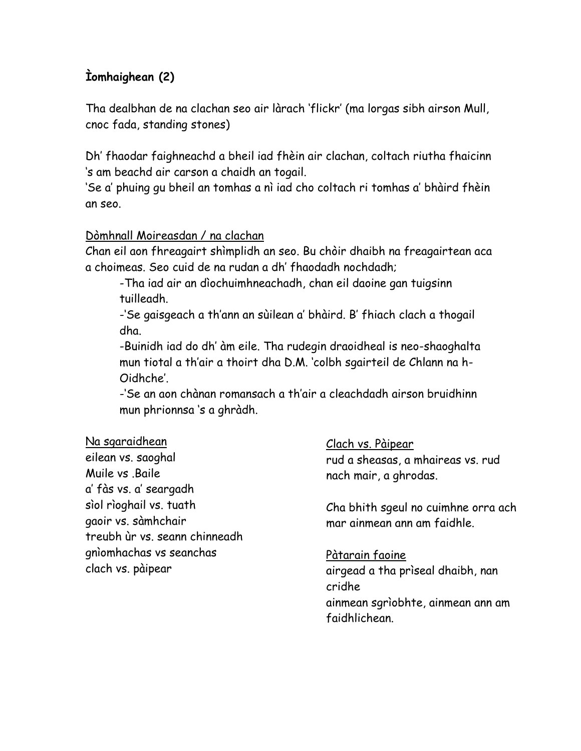**Ìomhaighean (2)**

Tha dealbhan de na clachan seo air làrach 'flickr' (ma lorgas sibh airson Mull, cnoc fada, standing stones)

Dh' fhaodar faighneachd a bheil iad fhèin air clachan, coltach riutha fhaicinn 's am beachd air carson a chaidh an togail.
'Se a' phuing gu bheil an tomhas a nì iad cho coltach ri tomhas a' bhàird fhèin an seo.

Dòmhnall Moireasdan / na clachan

Chan eil aon fhreagairt shìmplidh an seo. Bu chòir dhaibh na freagairtean aca a choimeas. Seo cuid de na rudan a dh' fhaodadh nochdadh;

- Tha iad air an dìochuimhneachadh, chan eil daoine gan tuigsinn tuilleadh.
- 'Se gaisgeach a th'ann an sùilean a' bhàird. B' fhiach clach a thogail dha.
- Buinidh iad do dh' àm eile. Tha rudegin draoidheal is neo-shaoghalta mun tiotal a th'air a thoirt dha D.M. 'colbh sgairteil de Chlann na h-Oidhche'.
- 'Se an aon chànan romansach a th'air a cleachdadh airson bruidhinn mun phrionnsa 's a ghràdh.

Na sgaraidhean

eilean vs. saoghal
Muile vs .Baile
a' fàs vs. a' seargadh
sìol rìoghail vs. tuath
gaoir vs. sàmhchair
treubh ùr vs. seann chinneadh
gnìomhachas vs seanchas
clach vs. pàipear

Clach vs. Pàipear

rud a sheasas, a mhaireas vs. rud nach mair, a ghrodas.

Cha bhith sgeul no cuimhne orra ach mar ainmean ann am faidhle.

Pàtarain faoine

airgead a tha prìseal dhaibh, nan cridhe
ainmean sgrìobhte, ainmean ann am faidhlichean.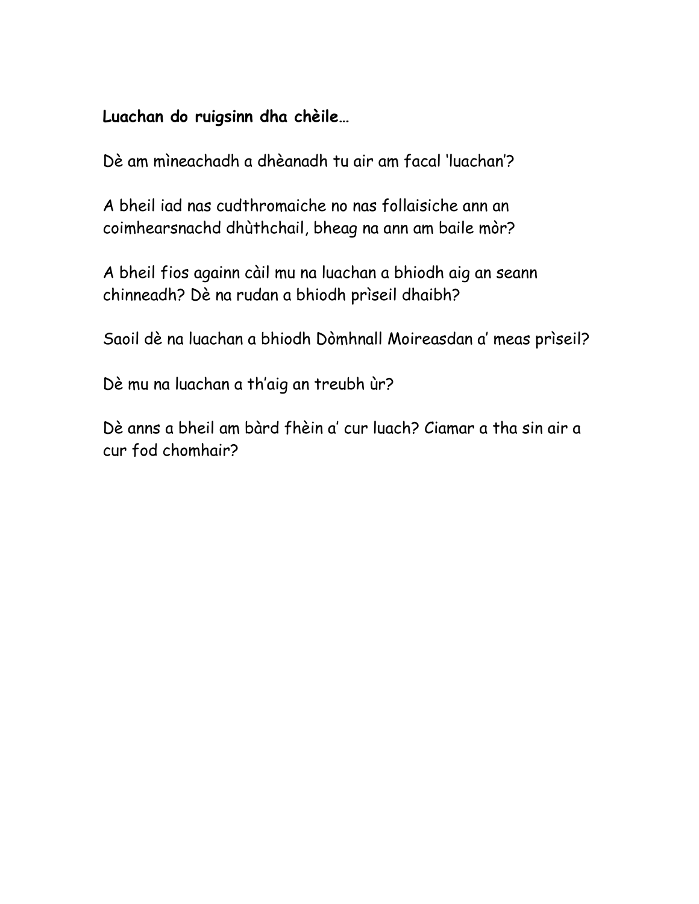**Luachan do ruigsinn dha chèile…**

Dè am mìneachadh a dhèanadh tu air am facal 'luachan'?

A bheil iad nas cudthromaiche no nas follaisiche ann an coimhearsnachd dhùthchail, bheag na ann am baile mòr?

A bheil fios againn càil mu na luachan a bhiodh aig an seann chinneadh? Dè na rudan a bhiodh prìseil dhaibh?

Saoil dè na luachan a bhiodh Dòmhnall Moireasdan a' meas prìseil?

Dè mu na luachan a th'aig an treubh ùr?

Dè anns a bheil am bàrd fhèin a' cur luach? Ciamar a tha sin air a cur fod chomhair?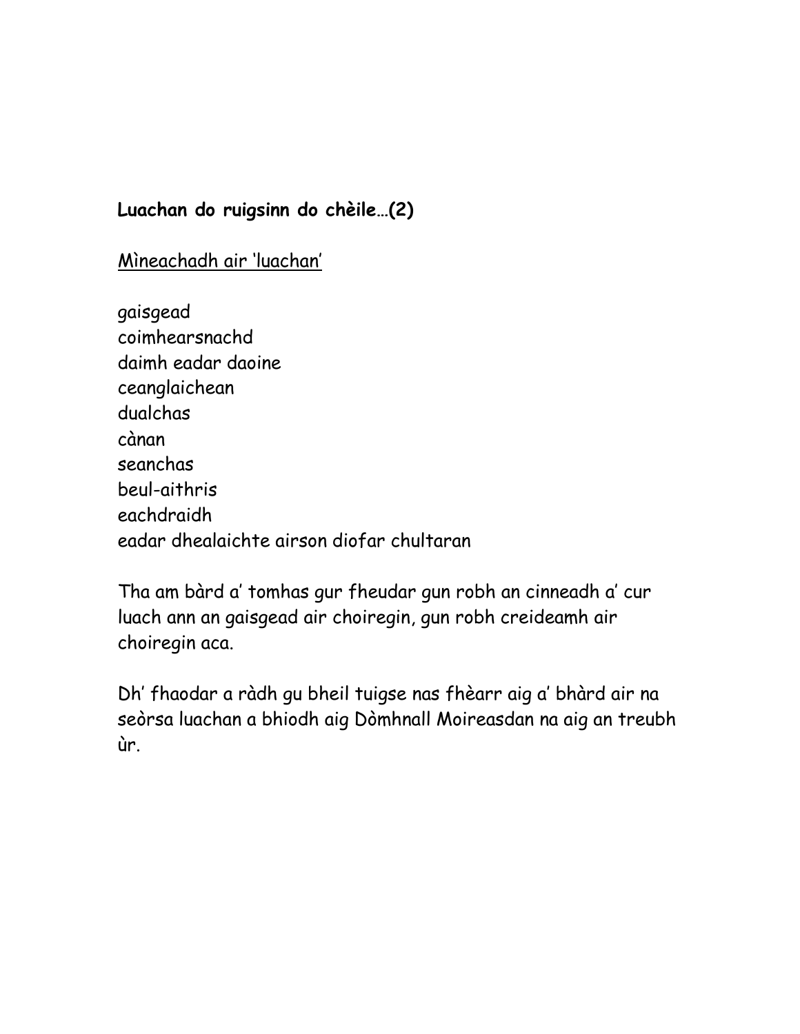**Luachan do ruigsinn do chèile…(2)**

<u>Mìneachadh air 'luachan'</u>

gaisgead
coimhearsnachd
daimh eadar daoine
ceanglaichean
dualchas
cànan
seanchas
beul-aithris
eachdraidh
eadar dhealaichte airson diofar chultaran

Tha am bàrd a' tomhas gur fheudar gun robh an cinneadh a' cur luach ann an gaisgead air choiregin, gun robh creideamh air choiregin aca.

Dh' fhaodar a ràdh gu bheil tuigse nas fhèarr aig a' bhàrd air na seòrsa luachan a bhiodh aig Dòmhnall Moireasdan na aig an treubh ùr.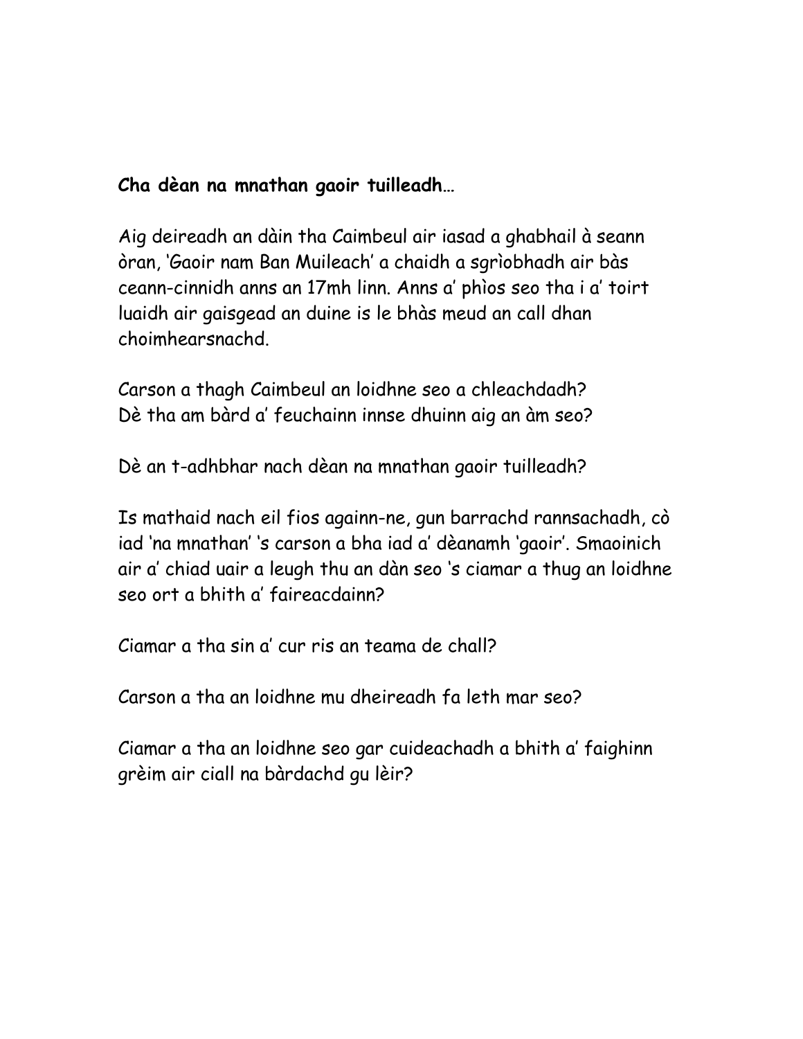**Cha dèan na mnathan gaoir tuilleadh…**

Aig deireadh an dàin tha Caimbeul air iasad a ghabhail à seann òran, 'Gaoir nam Ban Muileach' a chaidh a sgrìobhadh air bàs ceann-cinnidh anns an 17mh linn. Anns a' phìos seo tha i a' toirt luaidh air gaisgead an duine is le bhàs meud an call dhan choimhearsnachd.

Carson a thagh Caimbeul an loidhne seo a chleachdadh?
Dè tha am bàrd a' feuchainn innse dhuinn aig an àm seo?

Dè an t-adhbhar nach dèan na mnathan gaoir tuilleadh?

Is mathaid nach eil fios againn-ne, gun barrachd rannsachadh, cò iad 'na mnathan' 's carson a bha iad a' dèanamh 'gaoir'. Smaoinich air a' chiad uair a leugh thu an dàn seo 's ciamar a thug an loidhne seo ort a bhith a' faireacdainn?

Ciamar a tha sin a' cur ris an teama de chall?

Carson a tha an loidhne mu dheireadh fa leth mar seo?

Ciamar a tha an loidhne seo gar cuideachadh a bhith a' faighinn grèim air ciall na bàrdachd gu lèir?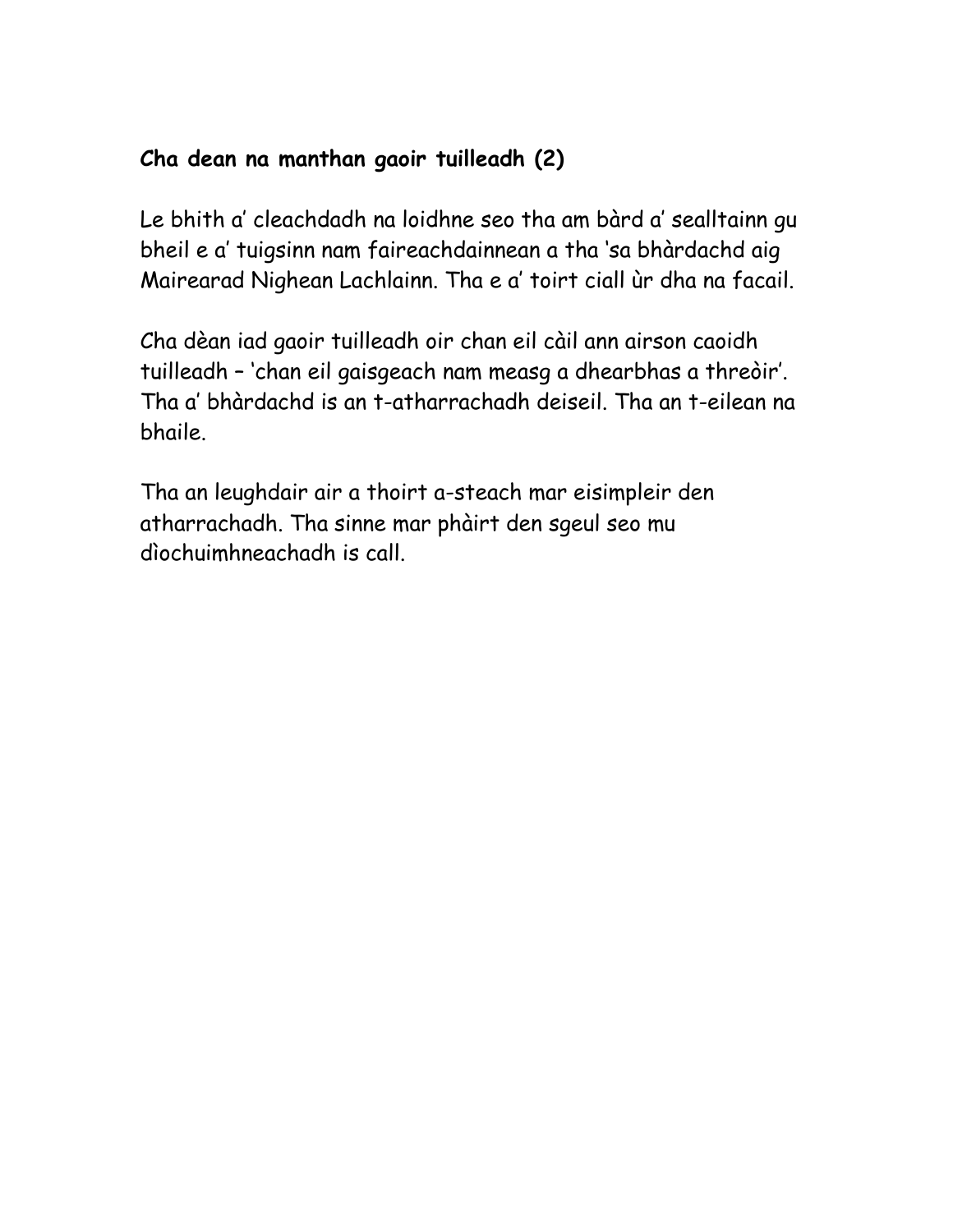**Cha dean na manthan gaoir tuilleadh (2)**

Le bhith a' cleachdadh na loidhne seo tha am bàrd a' sealltainn gu bheil e a' tuigsinn nam faireachdainnean a tha 'sa bhàrdachd aig Mairearad Nighean Lachlainn. Tha e a' toirt ciall ùr dha na facail.

Cha dèan iad gaoir tuilleadh oir chan eil càil ann airson caoidh tuilleadh – 'chan eil gaisgeach nam measg a dhearbhas a threòir'. Tha a' bhàrdachd is an t-atharrachadh deiseil. Tha an t-eilean na bhaile.

Tha an leughdair air a thoirt a-steach mar eisimpleir den atharrachadh. Tha sinne mar phàirt den sgeul seo mu dìochuimhneachadh is call.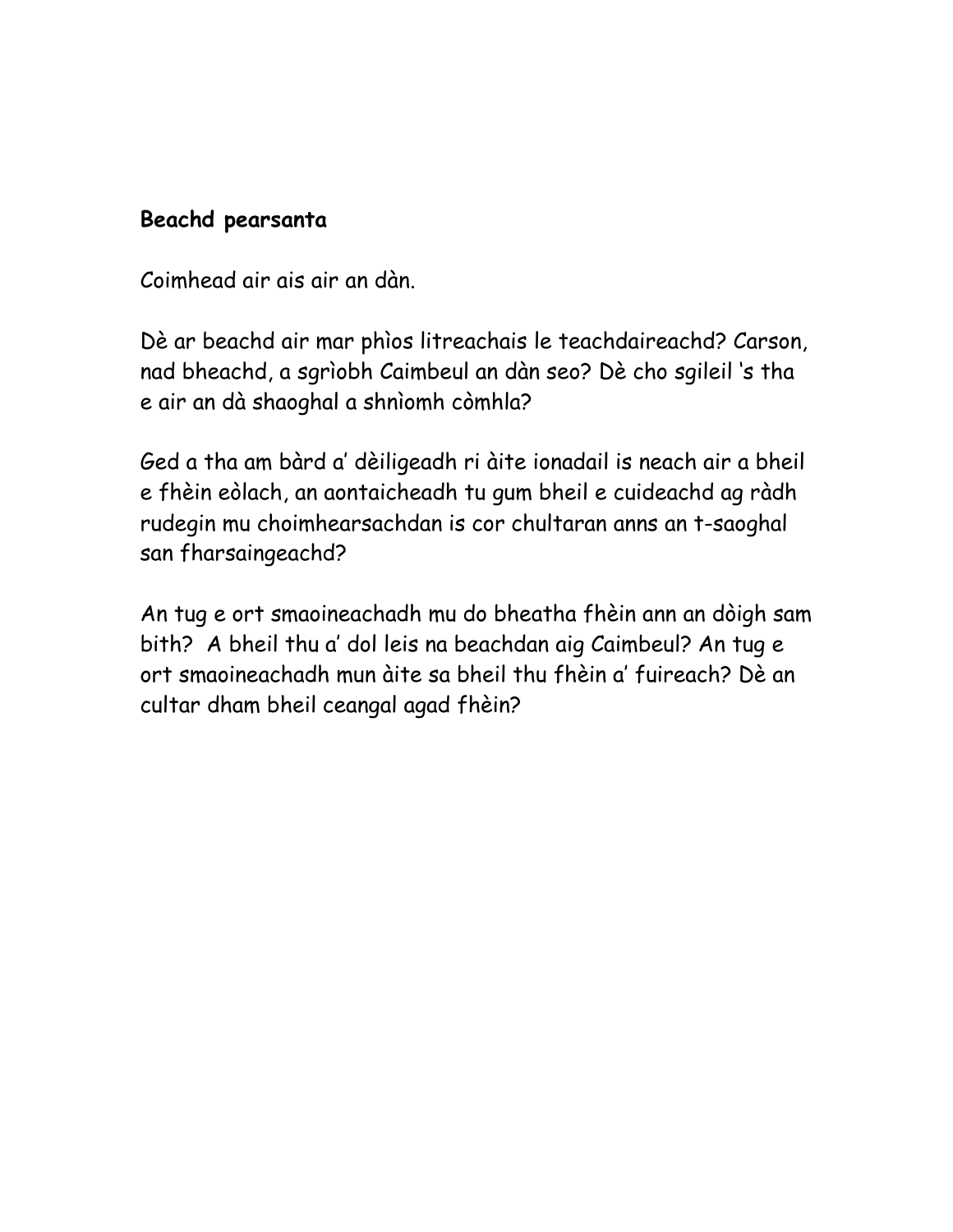**Beachd pearsanta**

Coimhead air ais air an dàn.

Dè ar beachd air mar phìos litreachais le teachdaireachd? Carson, nad bheachd, a sgrìobh Caimbeul an dàn seo? Dè cho sgileil 's tha e air an dà shaoghal a shnìomh còmhla?

Ged a tha am bàrd a' dèiligeadh ri àite ionadail is neach air a bheil e fhèin eòlach, an aontaicheadh tu gum bheil e cuideachd ag ràdh rudegin mu choimhearsachdan is cor chultaran anns an t-saoghal san fharsaingeachd?

An tug e ort smaoineachadh mu do bheatha fhèin ann an dòigh sam bith? A bheil thu a' dol leis na beachdan aig Caimbeul? An tug e ort smaoineachadh mun àite sa bheil thu fhèin a' fuireach? Dè an cultar dham bheil ceangal agad fhèin?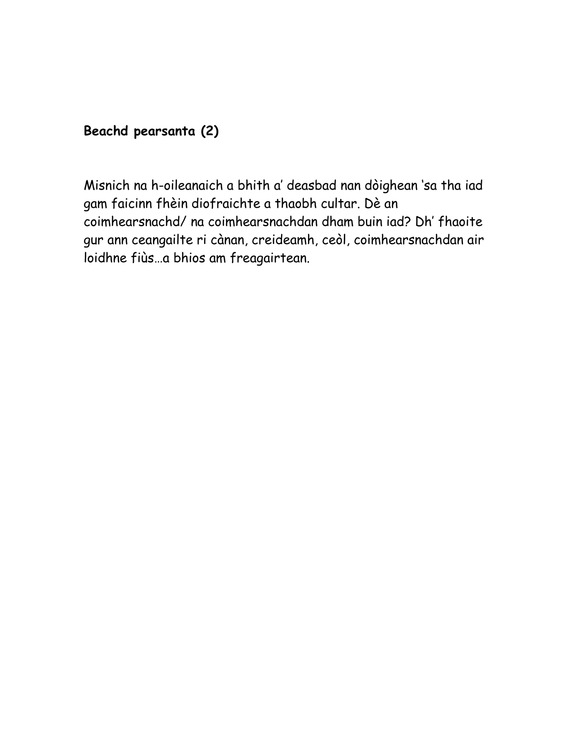**Beachd pearsanta (2)**

Misnich na h-oileanaich a bhith a' deasbad nan dòighean 'sa tha iad gam faicinn fhèin diofraichte a thaobh cultar. Dè an coimhearsnachd/ na coimhearsnachdan dham buin iad? Dh' fhaoite gur ann ceangailte ri cànan, creideamh, ceòl, coimhearsnachdan air loidhne fiùs…a bhios am freagairtean.